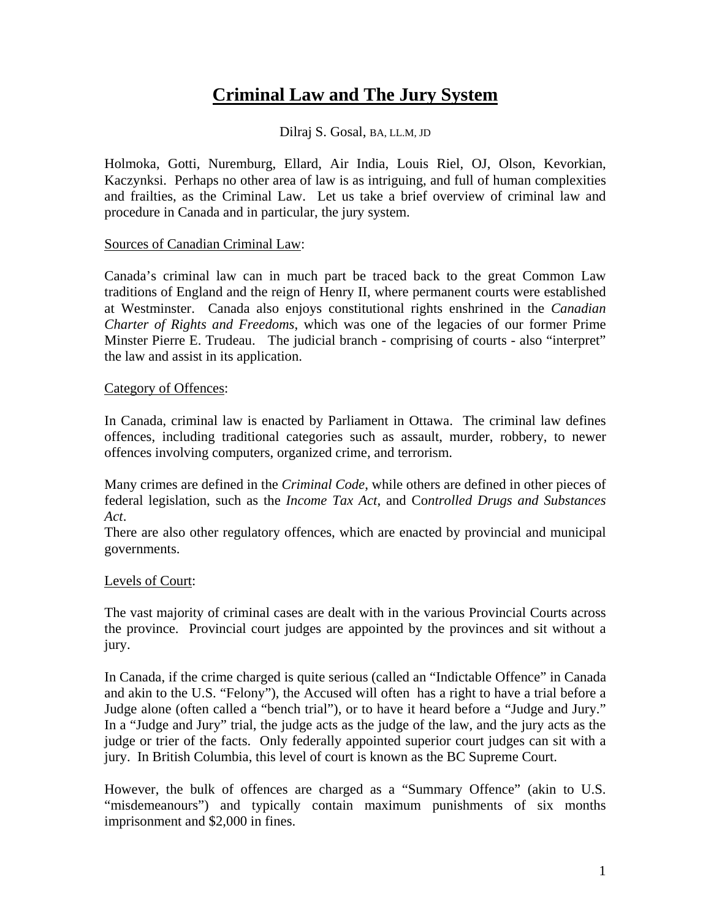# **Criminal Law and The Jury System**

Dilraj S. Gosal, BA, LL.M, JD

Holmoka, Gotti, Nuremburg, Ellard, Air India, Louis Riel, OJ, Olson, Kevorkian, Kaczynksi. Perhaps no other area of law is as intriguing, and full of human complexities and frailties, as the Criminal Law. Let us take a brief overview of criminal law and procedure in Canada and in particular, the jury system.

Sources of Canadian Criminal Law:

Canada's criminal law can in much part be traced back to the great Common Law traditions of England and the reign of Henry II, where permanent courts were established at Westminster. Canada also enjoys constitutional rights enshrined in the *Canadian Charter of Rights and Freedoms*, which was one of the legacies of our former Prime Minster Pierre E. Trudeau. The judicial branch - comprising of courts - also "interpret" the law and assist in its application.

Category of Offences:

In Canada, criminal law is enacted by Parliament in Ottawa. The criminal law defines offences, including traditional categories such as assault, murder, robbery, to newer offences involving computers, organized crime, and terrorism.

Many crimes are defined in the *Criminal Code*, while others are defined in other pieces of federal legislation, such as the *Income Tax Act*, and Co*ntrolled Drugs and Substances Act*.

There are also other regulatory offences, which are enacted by provincial and municipal governments.

Levels of Court:

The vast majority of criminal cases are dealt with in the various Provincial Courts across the province. Provincial court judges are appointed by the provinces and sit without a jury.

In Canada, if the crime charged is quite serious (called an "Indictable Offence" in Canada and akin to the U.S. "Felony"), the Accused will often has a right to have a trial before a Judge alone (often called a "bench trial"), or to have it heard before a "Judge and Jury." In a "Judge and Jury" trial, the judge acts as the judge of the law, and the jury acts as the judge or trier of the facts. Only federally appointed superior court judges can sit with a jury. In British Columbia, this level of court is known as the BC Supreme Court.

However, the bulk of offences are charged as a "Summary Offence" (akin to U.S. "misdemeanours") and typically contain maximum punishments of six months imprisonment and $2,000 in fines.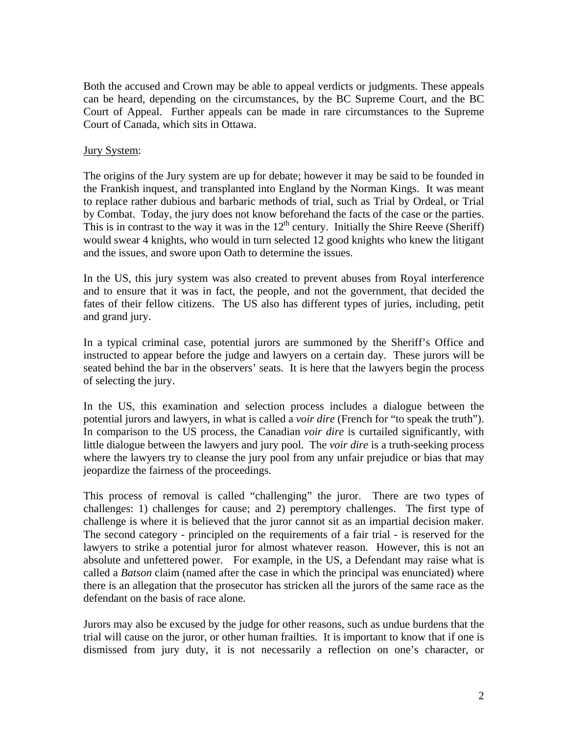Both the accused and Crown may be able to appeal verdicts or judgments. These appeals can be heard, depending on the circumstances, by the BC Supreme Court, and the BC Court of Appeal. Further appeals can be made in rare circumstances to the Supreme Court of Canada, which sits in Ottawa.

<u>Jury System</u>:

The origins of the Jury system are up for debate; however it may be said to be founded in the Frankish inquest, and transplanted into England by the Norman Kings. It was meant to replace rather dubious and barbaric methods of trial, such as Trial by Ordeal, or Trial by Combat. Today, the jury does not know beforehand the facts of the case or the parties. This is in contrast to the way it was in the 12th century. Initially the Shire Reeve (Sheriff) would swear 4 knights, who would in turn selected 12 good knights who knew the litigant and the issues, and swore upon Oath to determine the issues.

In the US, this jury system was also created to prevent abuses from Royal interference and to ensure that it was in fact, the people, and not the government, that decided the fates of their fellow citizens. The US also has different types of juries, including, petit and grand jury.

In a typical criminal case, potential jurors are summoned by the Sheriff's Office and instructed to appear before the judge and lawyers on a certain day. These jurors will be seated behind the bar in the observers' seats. It is here that the lawyers begin the process of selecting the jury.

In the US, this examination and selection process includes a dialogue between the potential jurors and lawyers, in what is called a *voir dire* (French for "to speak the truth"). In comparison to the US process, the Canadian *voir dire* is curtailed significantly, with little dialogue between the lawyers and jury pool. The *voir dire* is a truth-seeking process where the lawyers try to cleanse the jury pool from any unfair prejudice or bias that may jeopardize the fairness of the proceedings.

This process of removal is called "challenging" the juror. There are two types of challenges: 1) challenges for cause; and 2) peremptory challenges. The first type of challenge is where it is believed that the juror cannot sit as an impartial decision maker. The second category - principled on the requirements of a fair trial - is reserved for the lawyers to strike a potential juror for almost whatever reason. However, this is not an absolute and unfettered power. For example, in the US, a Defendant may raise what is called a *Batson* claim (named after the case in which the principal was enunciated) where there is an allegation that the prosecutor has stricken all the jurors of the same race as the defendant on the basis of race alone.

Jurors may also be excused by the judge for other reasons, such as undue burdens that the trial will cause on the juror, or other human frailties. It is important to know that if one is dismissed from jury duty, it is not necessarily a reflection on one's character, or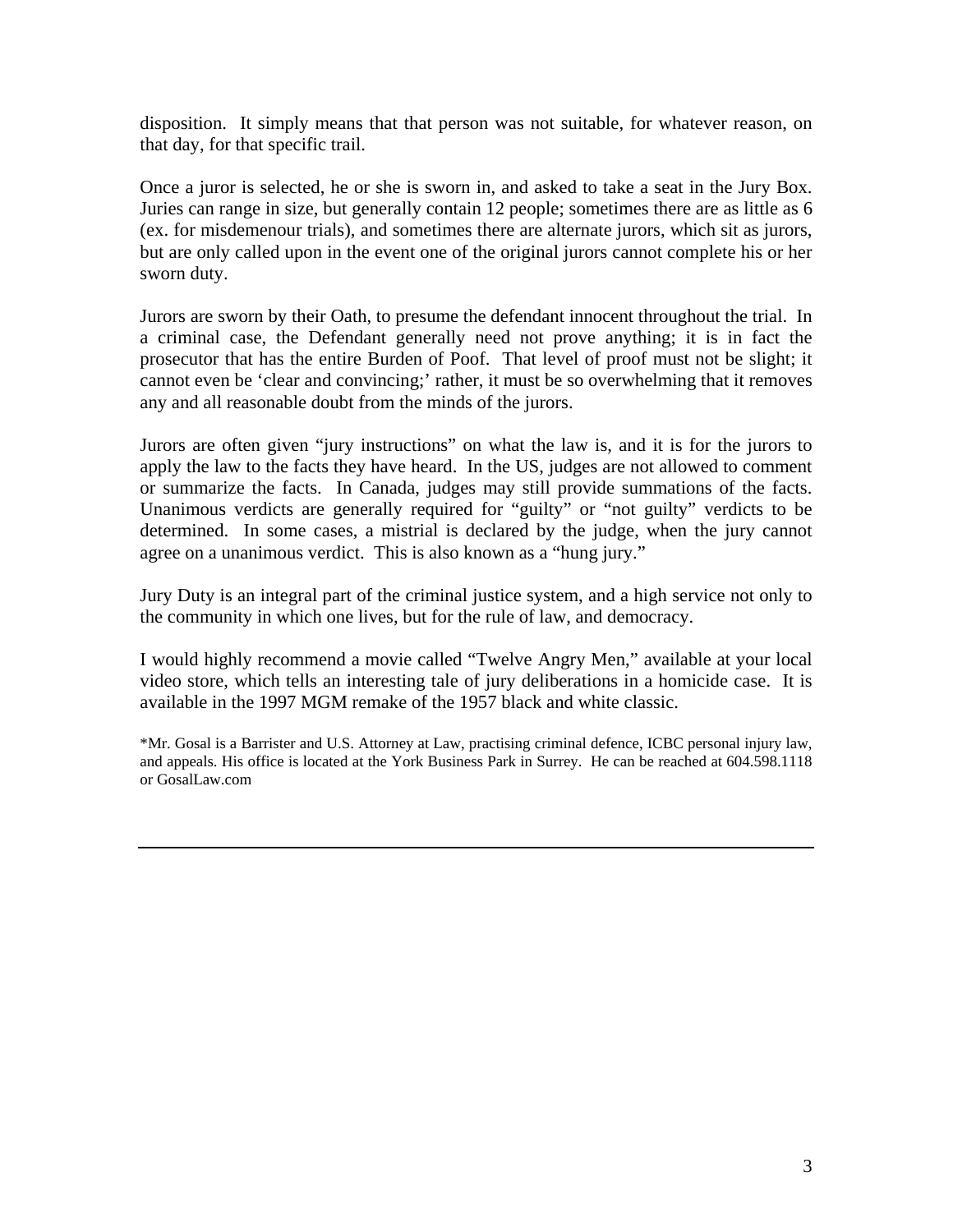disposition. It simply means that that person was not suitable, for whatever reason, on that day, for that specific trail.

Once a juror is selected, he or she is sworn in, and asked to take a seat in the Jury Box. Juries can range in size, but generally contain 12 people; sometimes there are as little as 6 (ex. for misdemenour trials), and sometimes there are alternate jurors, which sit as jurors, but are only called upon in the event one of the original jurors cannot complete his or her sworn duty.

Jurors are sworn by their Oath, to presume the defendant innocent throughout the trial. In a criminal case, the Defendant generally need not prove anything; it is in fact the prosecutor that has the entire Burden of Poof. That level of proof must not be slight; it cannot even be 'clear and convincing;' rather, it must be so overwhelming that it removes any and all reasonable doubt from the minds of the jurors.

Jurors are often given "jury instructions" on what the law is, and it is for the jurors to apply the law to the facts they have heard. In the US, judges are not allowed to comment or summarize the facts. In Canada, judges may still provide summations of the facts. Unanimous verdicts are generally required for "guilty" or "not guilty" verdicts to be determined. In some cases, a mistrial is declared by the judge, when the jury cannot agree on a unanimous verdict. This is also known as a "hung jury."

Jury Duty is an integral part of the criminal justice system, and a high service not only to the community in which one lives, but for the rule of law, and democracy.

I would highly recommend a movie called "Twelve Angry Men," available at your local video store, which tells an interesting tale of jury deliberations in a homicide case. It is available in the 1997 MGM remake of the 1957 black and white classic.

*Mr. Gosal is a Barrister and U.S. Attorney at Law, practising criminal defence, ICBC personal injury law, and appeals. His office is located at the York Business Park in Surrey. He can be reached at 604.598.1118 or GosalLaw.com